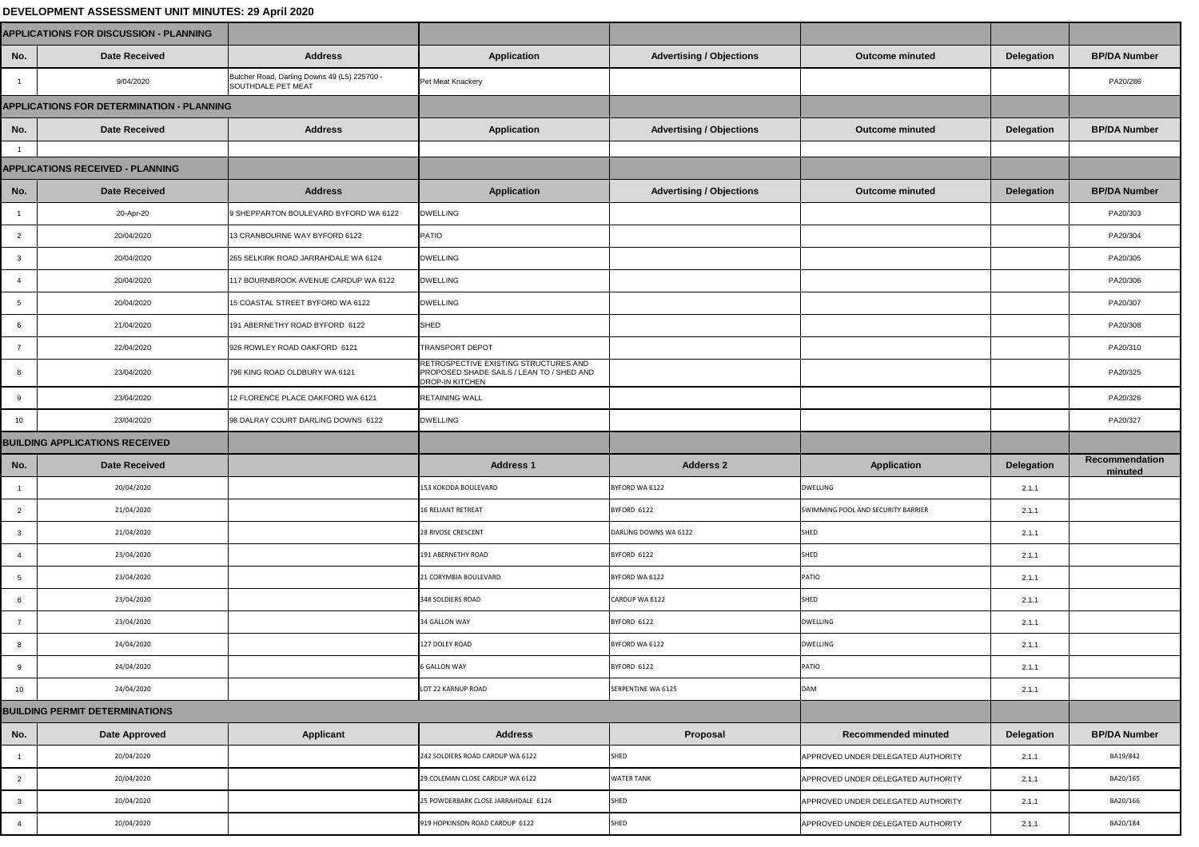**DEVELOPMENT ASSESSMENT UNIT MINUTES: 29 April 2020**

| APPLICATIONS FOR DISCUSSION - PLANNING | | | | | | | |
|---|---|---|---|---|---|---|---|
| No. | Date Received | Address | Application | Advertising / Objections | Outcome minuted | Delegation | BP/DA Number |
| 1 | 9/04/2020 | Butcher Road, Darling Downs 49 (L5) 225700 - SOUTHDALE PET MEAT | Pet Meat Knackery | | | | PA20/286 |
| **APPLICATIONS FOR DETERMINATION - PLANNING** | | | | | | | |
| No. | Date Received | Address | Application | Advertising / Objections | Outcome minuted | Delegation | BP/DA Number |
| 1 | | | | | | | |
| **APPLICATIONS RECEIVED - PLANNING** | | | | | | | |
| No. | Date Received | Address | Application | Advertising / Objections | Outcome minuted | Delegation | BP/DA Number |
| 1 | 20-Apr-20 | 9 SHEPPARTON BOULEVARD BYFORD WA 6122 | DWELLING | | | | PA20/303 |
| 2 | 20/04/2020 | 13 CRANBOURNE WAY BYFORD 6122 | PATIO | | | | PA20/304 |
| 3 | 20/04/2020 | 265 SELKIRK ROAD JARRAHDALE WA 6124 | DWELLING | | | | PA20/305 |
| 4 | 20/04/2020 | 117 BOURNBROOK AVENUE CARDUP WA 6122 | DWELLING | | | | PA20/306 |
| 5 | 20/04/2020 | 15 COASTAL STREET BYFORD WA 6122 | DWELLING | | | | PA20/307 |
| 6 | 21/04/2020 | 191 ABERNETHY ROAD BYFORD 6122 | SHED | | | | PA20/308 |
| 7 | 22/04/2020 | 926 ROWLEY ROAD OAKFORD 6121 | TRANSPORT DEPOT | | | | PA20/310 |
| 8 | 23/04/2020 | 796 KING ROAD OLDBURY WA 6121 | RETROSPECTIVE EXISTING STRUCTURES AND PROPOSED SHADE SAILS / LEAN TO / SHED AND DROP-IN KITCHEN | | | | PA20/325 |
| 9 | 23/04/2020 | 12 FLORENCE PLACE OAKFORD WA 6121 | RETAINING WALL | | | | PA20/326 |
| 10 | 23/04/2020 | 98 DALRAY COURT DARLING DOWNS 6122 | DWELLING | | | | PA20/327 |
| **BUILDING APPLICATIONS RECEIVED** | | | | | | | |
| No. | Date Received | | Address 1 | Adderss 2 | Application | Delegation | Recommendation minuted |
| 1 | 20/04/2020 | | 153 KOKODA BOULEVARD | BYFORD WA 6122 | DWELLING | 2.1.1 | |
| 2 | 21/04/2020 | | 16 RELIANT RETREAT | BYFORD 6122 | SWIMMING POOL AND SECURITY BARRIER | 2.1.1 | |
| 3 | 21/04/2020 | | 28 RIVOSE CRESCENT | DARLING DOWNS WA 6122 | SHED | 2.1.1 | |
| 4 | 23/04/2020 | | 191 ABERNETHY ROAD | BYFORD 6122 | SHED | 2.1.1 | |
| 5 | 23/04/2020 | | 21 CORYMBIA BOULEVARD | BYFORD WA 6122 | PATIO | 2.1.1 | |
| 6 | 23/04/2020 | | 348 SOLDIERS ROAD | CARDUP WA 6122 | SHED | 2.1.1 | |
| 7 | 23/04/2020 | | 34 GALLON WAY | BYFORD 6122 | DWELLING | 2.1.1 | |
| 8 | 24/04/2020 | | 127 DOLEY ROAD | BYFORD WA 6122 | DWELLING | 2.1.1 | |
| 9 | 24/04/2020 | | 6 GALLON WAY | BYFORD 6122 | PATIO | 2.1.1 | |
| 10 | 24/04/2020 | | LOT 22 KARNUP ROAD | SERPENTINE WA 6125 | DAM | 2.1.1 | |
| **BUILDING PERMIT DETERMINATIONS** | | | | | | | |
| No. | Date Approved | Applicant | Address | Proposal | Recommended minuted | Delegation | BP/DA Number |
| 1 | 20/04/2020 | | 242 SOLDIERS ROAD CARDUP WA 6122 | SHED | APPROVED UNDER DELEGATED AUTHORITY | 2.1.1 | BA19/842 |
| 2 | 20/04/2020 | | 29 COLEMAN CLOSE CARDUP WA 6122 | WATER TANK | APPROVED UNDER DELEGATED AUTHORITY | 2.1.1 | BA20/165 |
| 3 | 20/04/2020 | | 25 POWDERBARK CLOSE JARRAHDALE 6124 | SHED | APPROVED UNDER DELEGATED AUTHORITY | 2.1.1 | BA20/166 |
| 4 | 20/04/2020 | | 919 HOPKINSON ROAD CARDUP 6122 | SHED | APPROVED UNDER DELEGATED AUTHORITY | 2.1.1 | BA20/184 |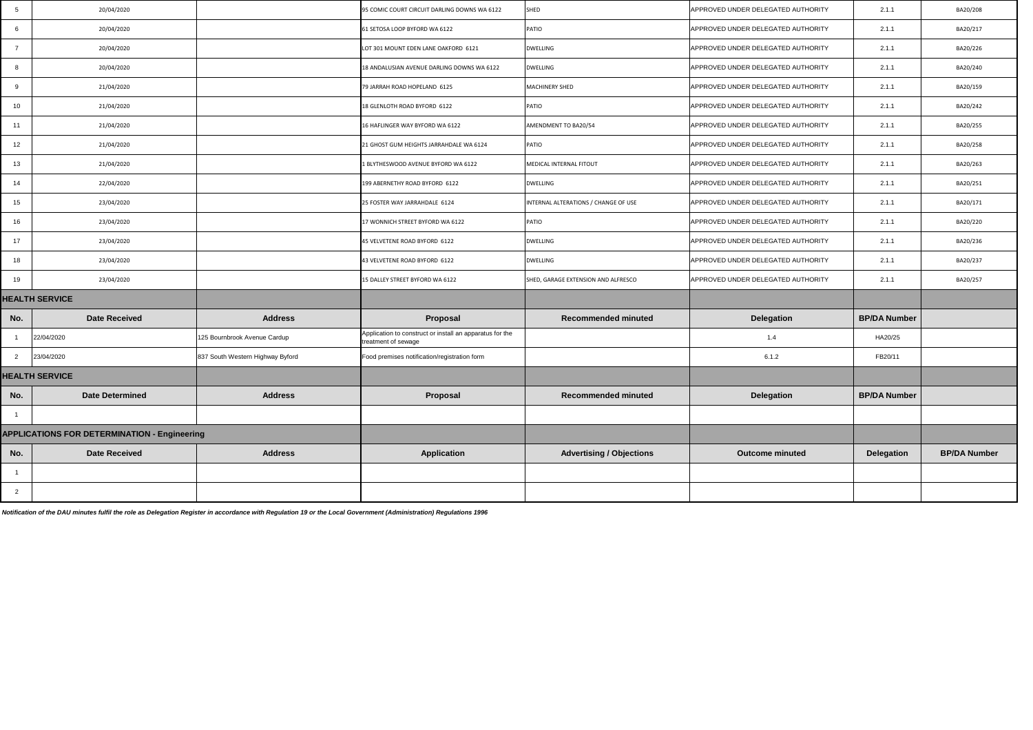| | | | | | | | |
|---|---|---|---|---|---|---|---|
| 5 | 20/04/2020 | | 95 COMIC COURT CIRCUIT DARLING DOWNS WA 6122 | SHED | APPROVED UNDER DELEGATED AUTHORITY | 2.1.1 | BA20/208 |
| 6 | 20/04/2020 | | 61 SETOSA LOOP BYFORD WA 6122 | PATIO | APPROVED UNDER DELEGATED AUTHORITY | 2.1.1 | BA20/217 |
| 7 | 20/04/2020 | | LOT 301 MOUNT EDEN LANE OAKFORD 6121 | DWELLING | APPROVED UNDER DELEGATED AUTHORITY | 2.1.1 | BA20/226 |
| 8 | 20/04/2020 | | 18 ANDALUSIAN AVENUE DARLING DOWNS WA 6122 | DWELLING | APPROVED UNDER DELEGATED AUTHORITY | 2.1.1 | BA20/240 |
| 9 | 21/04/2020 | | 79 JARRAH ROAD HOPELAND 6125 | MACHINERY SHED | APPROVED UNDER DELEGATED AUTHORITY | 2.1.1 | BA20/159 |
| 10 | 21/04/2020 | | 18 GLENLOTH ROAD BYFORD 6122 | PATIO | APPROVED UNDER DELEGATED AUTHORITY | 2.1.1 | BA20/242 |
| 11 | 21/04/2020 | | 16 HAFLINGER WAY BYFORD WA 6122 | AMENDMENT TO BA20/54 | APPROVED UNDER DELEGATED AUTHORITY | 2.1.1 | BA20/255 |
| 12 | 21/04/2020 | | 21 GHOST GUM HEIGHTS JARRAHDALE WA 6124 | PATIO | APPROVED UNDER DELEGATED AUTHORITY | 2.1.1 | BA20/258 |
| 13 | 21/04/2020 | | 1 BLYTHESWOOD AVENUE BYFORD WA 6122 | MEDICAL INTERNAL FITOUT | APPROVED UNDER DELEGATED AUTHORITY | 2.1.1 | BA20/263 |
| 14 | 22/04/2020 | | 199 ABERNETHY ROAD BYFORD 6122 | DWELLING | APPROVED UNDER DELEGATED AUTHORITY | 2.1.1 | BA20/251 |
| 15 | 23/04/2020 | | 25 FOSTER WAY JARRAHDALE 6124 | INTERNAL ALTERATIONS / CHANGE OF USE | APPROVED UNDER DELEGATED AUTHORITY | 2.1.1 | BA20/171 |
| 16 | 23/04/2020 | | 17 WONNICH STREET BYFORD WA 6122 | PATIO | APPROVED UNDER DELEGATED AUTHORITY | 2.1.1 | BA20/220 |
| 17 | 23/04/2020 | | 45 VELVETENE ROAD BYFORD 6122 | DWELLING | APPROVED UNDER DELEGATED AUTHORITY | 2.1.1 | BA20/236 |
| 18 | 23/04/2020 | | 43 VELVETENE ROAD BYFORD 6122 | DWELLING | APPROVED UNDER DELEGATED AUTHORITY | 2.1.1 | BA20/237 |
| 19 | 23/04/2020 | | 15 DALLEY STREET BYFORD WA 6122 | SHED, GARAGE EXTENSION AND ALFRESCO | APPROVED UNDER DELEGATED AUTHORITY | 2.1.1 | BA20/257 |

**HEALTH SERVICE**

| No. | Date Received | Address | Proposal | Recommended minuted | Delegation | BP/DA Number | |
|---|---|---|---|---|---|---|---|
| 1 | 22/04/2020 | 125 Bournbrook Avenue Cardup | Application to construct or install an apparatus for the treatment of sewage | | 1.4 | HA20/25 | |
| 2 | 23/04/2020 | 837 South Western Highway Byford | Food premises notification/registration form | | 6.1.2 | FB20/11 | |

**HEALTH SERVICE**

| No. | Date Determined | Address | Proposal | Recommended minuted | Delegation | BP/DA Number | |
|---|---|---|---|---|---|---|---|
| 1 | | | | | | | |

**APPLICATIONS FOR DETERMINATION - Engineering**

| No. | Date Received | Address | Application | Advertising / Objections | Outcome minuted | Delegation | BP/DA Number |
|---|---|---|---|---|---|---|---|
| 1 | | | | | | | |
| 2 | | | | | | | |

***Notification of the DAU minutes fulfil the role as Delegation Register in accordance with Regulation 19 or the Local Government (Administration) Regulations 1996***